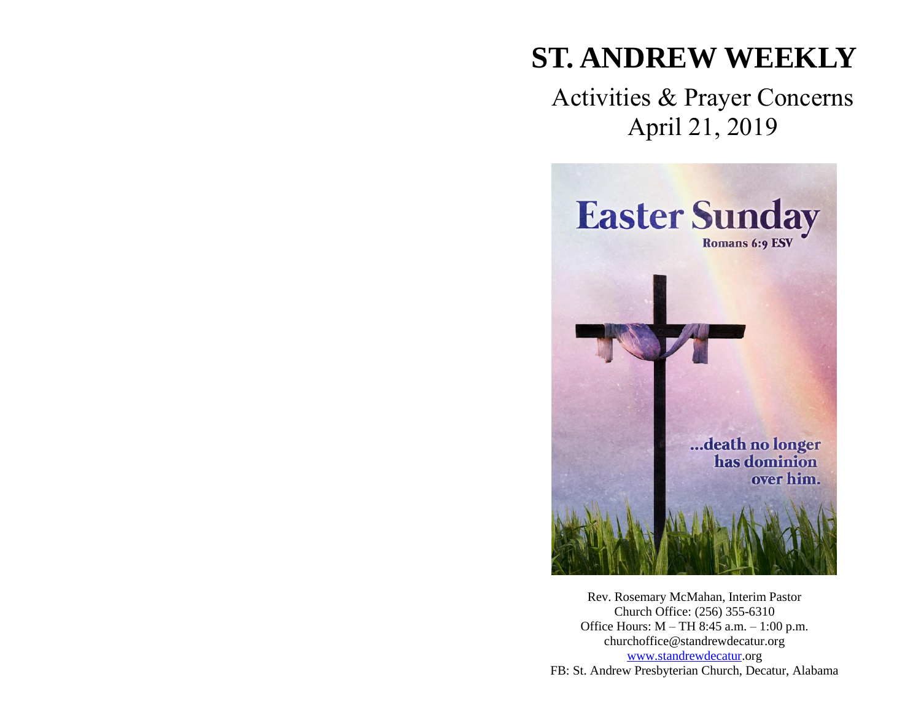# ST. ANDREW WEEKLY

## Activities & Prayer Concerns
## April 21, 2019

Easter Sunday

Romans 6:9 ESV

...death no longer has dominion over him.

Rev. Rosemary McMahan, Interim Pastor
Church Office: (256) 355-6310
Office Hours: M – TH 8:45 a.m. – 1:00 p.m.
churchoffice@standrewdecatur.org
www.standrewdecatur.org
FB: St. Andrew Presbyterian Church, Decatur, Alabama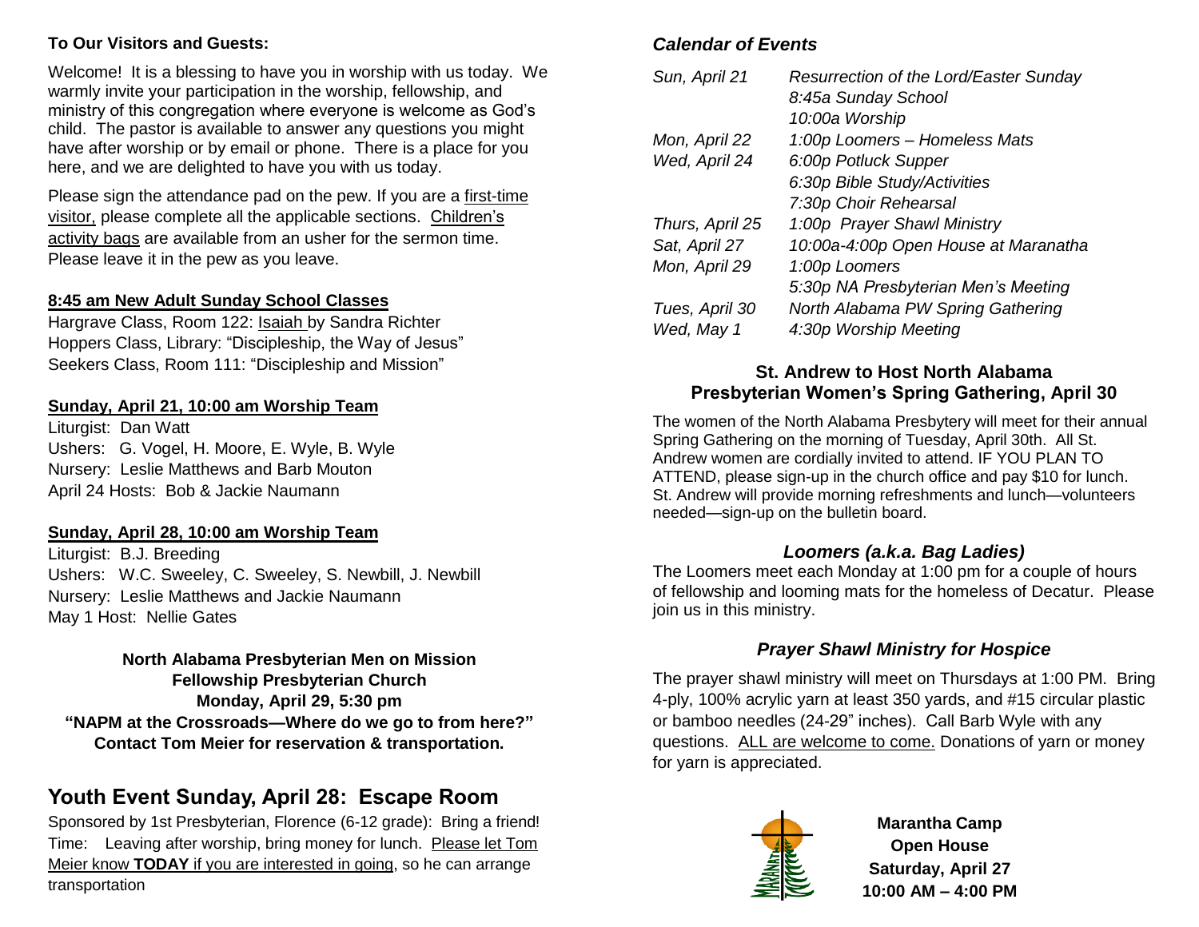**To Our Visitors and Guests:**

Welcome! It is a blessing to have you in worship with us today. We warmly invite your participation in the worship, fellowship, and ministry of this congregation where everyone is welcome as God's child. The pastor is available to answer any questions you might have after worship or by email or phone. There is a place for you here, and we are delighted to have you with us today.

Please sign the attendance pad on the pew. If you are a first-time visitor, please complete all the applicable sections. Children's activity bags are available from an usher for the sermon time. Please leave it in the pew as you leave.

**8:45 am New Adult Sunday School Classes**

Hargrave Class, Room 122: Isaiah by Sandra Richter
Hoppers Class, Library: "Discipleship, the Way of Jesus"
Seekers Class, Room 111: "Discipleship and Mission"

**Sunday, April 21, 10:00 am Worship Team**

Liturgist: Dan Watt
Ushers: G. Vogel, H. Moore, E. Wyle, B. Wyle
Nursery: Leslie Matthews and Barb Mouton
April 24 Hosts: Bob & Jackie Naumann

**Sunday, April 28, 10:00 am Worship Team**

Liturgist: B.J. Breeding
Ushers: W.C. Sweeley, C. Sweeley, S. Newbill, J. Newbill
Nursery: Leslie Matthews and Jackie Naumann
May 1 Host: Nellie Gates

**North Alabama Presbyterian Men on Mission**
**Fellowship Presbyterian Church**
**Monday, April 29, 5:30 pm**
**"NAPM at the Crossroads—Where do we go to from here?"**
**Contact Tom Meier for reservation & transportation.**

## Youth Event Sunday, April 28: Escape Room

Sponsored by 1st Presbyterian, Florence (6-12 grade): Bring a friend!
Time: Leaving after worship, bring money for lunch. Please let Tom Meier know **TODAY** if you are interested in going, so he can arrange transportation

### *Calendar of Events*

| | |
|---|---|
| *Sun, April 21* | *Resurrection of the Lord/Easter Sunday* |
| | *8:45a Sunday School* |
| | *10:00a Worship* |
| *Mon, April 22* | *1:00p Loomers – Homeless Mats* |
| *Wed, April 24* | *6:00p Potluck Supper* |
| | *6:30p Bible Study/Activities* |
| | *7:30p Choir Rehearsal* |
| *Thurs, April 25* | *1:00p Prayer Shawl Ministry* |
| *Sat, April 27* | *10:00a-4:00p Open House at Maranatha* |
| *Mon, April 29* | *1:00p Loomers* |
| | *5:30p NA Presbyterian Men's Meeting* |
| *Tues, April 30* | *North Alabama PW Spring Gathering* |
| *Wed, May 1* | *4:30p Worship Meeting* |

### St. Andrew to Host North Alabama Presbyterian Women's Spring Gathering, April 30

The women of the North Alabama Presbytery will meet for their annual Spring Gathering on the morning of Tuesday, April 30th. All St. Andrew women are cordially invited to attend. IF YOU PLAN TO ATTEND, please sign-up in the church office and pay $10 for lunch. St. Andrew will provide morning refreshments and lunch—volunteers needed—sign-up on the bulletin board.

### *Loomers (a.k.a. Bag Ladies)*

The Loomers meet each Monday at 1:00 pm for a couple of hours of fellowship and looming mats for the homeless of Decatur. Please join us in this ministry.

### *Prayer Shawl Ministry for Hospice*

The prayer shawl ministry will meet on Thursdays at 1:00 PM. Bring 4-ply, 100% acrylic yarn at least 350 yards, and #15 circular plastic or bamboo needles (24-29" inches). Call Barb Wyle with any questions. ALL are welcome to come. Donations of yarn or money for yarn is appreciated.

**Marantha Camp**
**Open House**
**Saturday, April 27**
**10:00 AM – 4:00 PM**